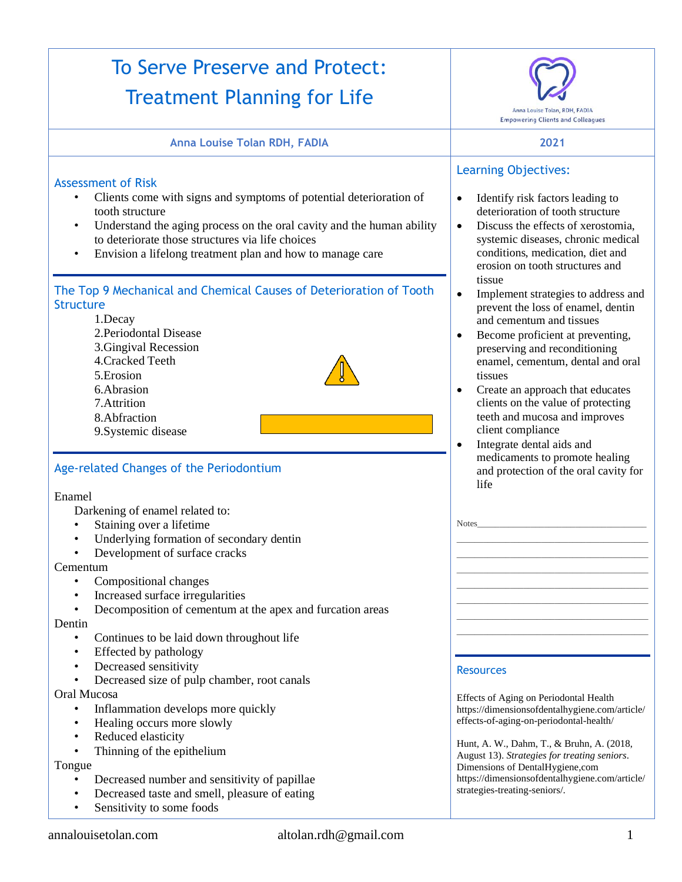# To Serve Preserve and Protect: Treatment Planning for Life

Anna Louise Tolan, RDH, FADIA
Empowering Clients and Colleagues

**Anna Louise Tolan RDH, FADIA** | **2021**

## Assessment of Risk

- Clients come with signs and symptoms of potential deterioration of tooth structure
- Understand the aging process on the oral cavity and the human ability to deteriorate those structures via life choices
- Envision a lifelong treatment plan and how to manage care

## The Top 9 Mechanical and Chemical Causes of Deterioration of Tooth Structure

1. Decay
2. Periodontal Disease
3. Gingival Recession
4. Cracked Teeth
5. Erosion
6. Abrasion
7. Attrition
8. Abfraction
9. Systemic disease

## Age-related Changes of the Periodontium

Enamel

Darkening of enamel related to:

- Staining over a lifetime
- Underlying formation of secondary dentin
- Development of surface cracks

Cementum

- Compositional changes
- Increased surface irregularities
- Decomposition of cementum at the apex and furcation areas

Dentin

- Continues to be laid down throughout life
- Effected by pathology
- Decreased sensitivity
- Decreased size of pulp chamber, root canals

Oral Mucosa

- Inflammation develops more quickly
- Healing occurs more slowly
- Reduced elasticity
- Thinning of the epithelium

Tongue

- Decreased number and sensitivity of papillae
- Decreased taste and smell, pleasure of eating
- Sensitivity to some foods

## Learning Objectives:

- Identify risk factors leading to deterioration of tooth structure
- Discuss the effects of xerostomia, systemic diseases, chronic medical conditions, medication, diet and erosion on tooth structures and tissue
- Implement strategies to address and prevent the loss of enamel, dentin and cementum and tissues
- Become proficient at preventing, preserving and reconditioning enamel, cementum, dental and oral tissues
- Create an approach that educates clients on the value of protecting teeth and mucosa and improves client compliance
- Integrate dental aids and medicaments to promote healing and protection of the oral cavity for life

Notes\_\_\_\_\_\_\_\_\_\_\_\_\_\_\_\_\_\_\_\_\_\_\_\_\_\_\_\_\_\_\_\_\_\_\_\_

## Resources

Effects of Aging on Periodontal Health https://dimensionsofdentalhygiene.com/article/effects-of-aging-on-periodontal-health/

Hunt, A. W., Dahm, T., & Bruhn, A. (2018, August 13). *Strategies for treating seniors*. Dimensions of DentalHygiene,com https://dimensionsofdentalhygiene.com/article/strategies-treating-seniors/.

annalouisetolan.com altolan.rdh@gmail.com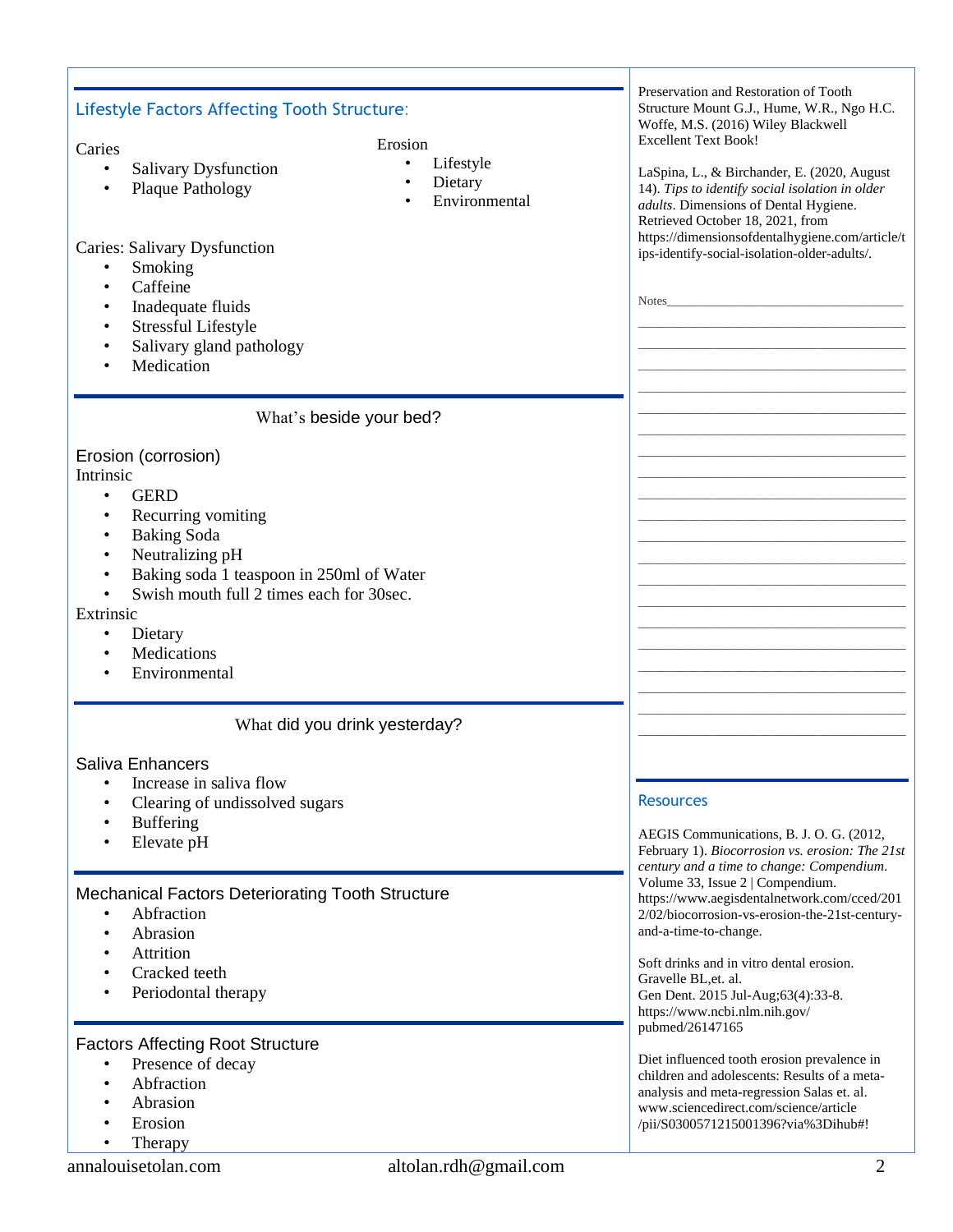## Lifestyle Factors Affecting Tooth Structure:

Caries

- Salivary Dysfunction
- Plaque Pathology

Erosion

- Lifestyle
- Dietary
- Environmental

Caries: Salivary Dysfunction

- Smoking
- Caffeine
- Inadequate fluids
- Stressful Lifestyle
- Salivary gland pathology
- Medication

What's beside your bed?

### Erosion (corrosion)

Intrinsic

- GERD
- Recurring vomiting
- Baking Soda
- Neutralizing pH
- Baking soda 1 teaspoon in 250ml of Water
- Swish mouth full 2 times each for 30sec.

Extrinsic

- Dietary
- Medications
- Environmental

What did you drink yesterday?

### Saliva Enhancers

- Increase in saliva flow
- Clearing of undissolved sugars
- Buffering
- Elevate pH

### Mechanical Factors Deteriorating Tooth Structure

- Abfraction
- Abrasion
- Attrition
- Cracked teeth
- Periodontal therapy

### Factors Affecting Root Structure

- Presence of decay
- Abfraction
- Abrasion
- Erosion
- Therapy

Preservation and Restoration of Tooth Structure Mount G.J., Hume, W.R., Ngo H.C. Woffe, M.S. (2016) Wiley Blackwell Excellent Text Book!

LaSpina, L., & Birchander, E. (2020, August 14). *Tips to identify social isolation in older adults*. Dimensions of Dental Hygiene. Retrieved October 18, 2021, from https://dimensionsofdentalhygiene.com/article/tips-identify-social-isolation-older-adults/.

Notes________________________________________

## Resources

AEGIS Communications, B. J. O. G. (2012, February 1). *Biocorrosion vs. erosion: The 21st century and a time to change: Compendium*. Volume 33, Issue 2 | Compendium. https://www.aegisdentalnetwork.com/cced/2012/02/biocorrosion-vs-erosion-the-21st-century-and-a-time-to-change.

Soft drinks and in vitro dental erosion. Gravelle BL,et. al.
Gen Dent. 2015 Jul-Aug;63(4):33-8.
https://www.ncbi.nlm.nih.gov/pubmed/26147165

Diet influenced tooth erosion prevalence in children and adolescents: Results of a meta-analysis and meta-regression Salas et. al. www.sciencedirect.com/science/article/pii/S0300571215001396?via%3Dihub#!

annalouisetolan.com altolan.rdh@gmail.com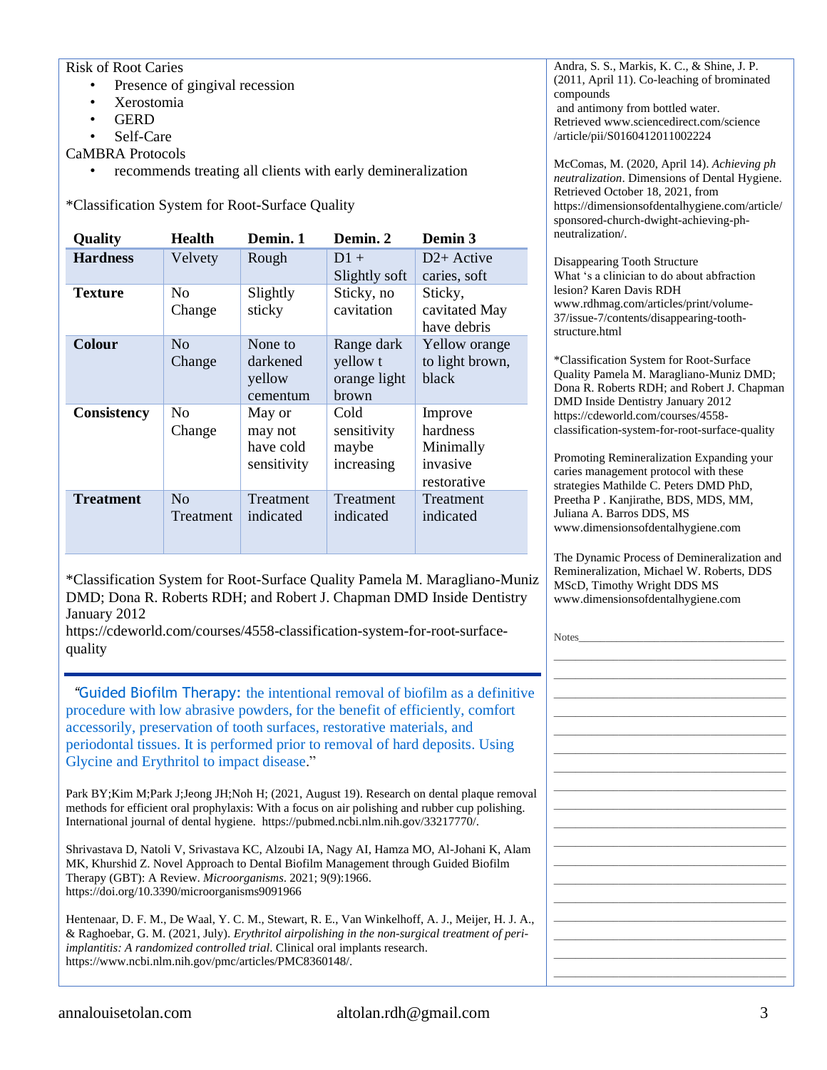Risk of Root Caries

- Presence of gingival recession
- Xerostomia
- GERD
- Self-Care

CaMBRA Protocols

- recommends treating all clients with early demineralization

*Classification System for Root-Surface Quality

| Quality | Health | Demin. 1 | Demin. 2 | Demin 3 |
|---|---|---|---|---|
| **Hardness** | Velvety | Rough | D1 + Slightly soft | D2+ Active caries, soft |
| **Texture** | No Change | Slightly sticky | Sticky, no cavitation | Sticky, cavitated May have debris |
| **Colour** | No Change | None to darkened yellow cementum | Range dark yellow t orange light brown | Yellow orange to light brown, black |
| **Consistency** | No Change | May or may not have cold sensitivity | Cold sensitivity maybe increasing | Improve hardness Minimally invasive restorative |
| **Treatment** | No Treatment | Treatment indicated | Treatment indicated | Treatment indicated |

*Classification System for Root-Surface Quality Pamela M. Maragliano-Muniz DMD; Dona R. Roberts RDH; and Robert J. Chapman DMD Inside Dentistry January 2012
https://cdeworld.com/courses/4558-classification-system-for-root-surface-quality

---

"Guided Biofilm Therapy: the intentional removal of biofilm as a definitive procedure with low abrasive powders, for the benefit of efficiently, comfort accessorily, preservation of tooth surfaces, restorative materials, and periodontal tissues. It is performed prior to removal of hard deposits. Using Glycine and Erythritol to impact disease."

Park BY;Kim M;Park J;Jeong JH;Noh H; (2021, August 19). Research on dental plaque removal methods for efficient oral prophylaxis: With a focus on air polishing and rubber cup polishing. International journal of dental hygiene. https://pubmed.ncbi.nlm.nih.gov/33217770/.

Shrivastava D, Natoli V, Srivastava KC, Alzoubi IA, Nagy AI, Hamza MO, Al-Johani K, Alam MK, Khurshid Z. Novel Approach to Dental Biofilm Management through Guided Biofilm Therapy (GBT): A Review. *Microorganisms*. 2021; 9(9):1966. https://doi.org/10.3390/microorganisms9091966

Hentenaar, D. F. M., De Waal, Y. C. M., Stewart, R. E., Van Winkelhoff, A. J., Meijer, H. J. A., & Raghoebar, G. M. (2021, July). *Erythritol airpolishing in the non-surgical treatment of peri-implantitis: A randomized controlled trial*. Clinical oral implants research. https://www.ncbi.nlm.nih.gov/pmc/articles/PMC8360148/.

Andra, S. S., Markis, K. C., & Shine, J. P. (2011, April 11). Co-leaching of brominated compounds and antimony from bottled water. Retrieved www.sciencedirect.com/science/article/pii/S0160412011002224

McComas, M. (2020, April 14). *Achieving ph neutralization*. Dimensions of Dental Hygiene. Retrieved October 18, 2021, from https://dimensionsofdentalhygiene.com/article/sponsored-church-dwight-achieving-ph-neutralization/.

Disappearing Tooth Structure
What 's a clinician to do about abfraction lesion? Karen Davis RDH
www.rdhmag.com/articles/print/volume-37/issue-7/contents/disappearing-tooth-structure.html

*Classification System for Root-Surface Quality Pamela M. Maragliano-Muniz DMD; Dona R. Roberts RDH; and Robert J. Chapman DMD Inside Dentistry January 2012 https://cdeworld.com/courses/4558-classification-system-for-root-surface-quality

Promoting Remineralization Expanding your caries management protocol with these strategies Mathilde C. Peters DMD PhD, Preetha P . Kanjirathe, BDS, MDS, MM, Juliana A. Barros DDS, MS
www.dimensionsofdentalhygiene.com

The Dynamic Process of Demineralization and Remineralization, Michael W. Roberts, DDS MScD, Timothy Wright DDS MS
www.dimensionsofdentalhygiene.com

Notes\_\_\_\_\_\_\_\_\_\_\_\_\_\_\_\_\_\_\_\_\_\_\_\_\_\_\_\_\_\_\_\_\_\_

annalouisetolan.com altolan.rdh@gmail.com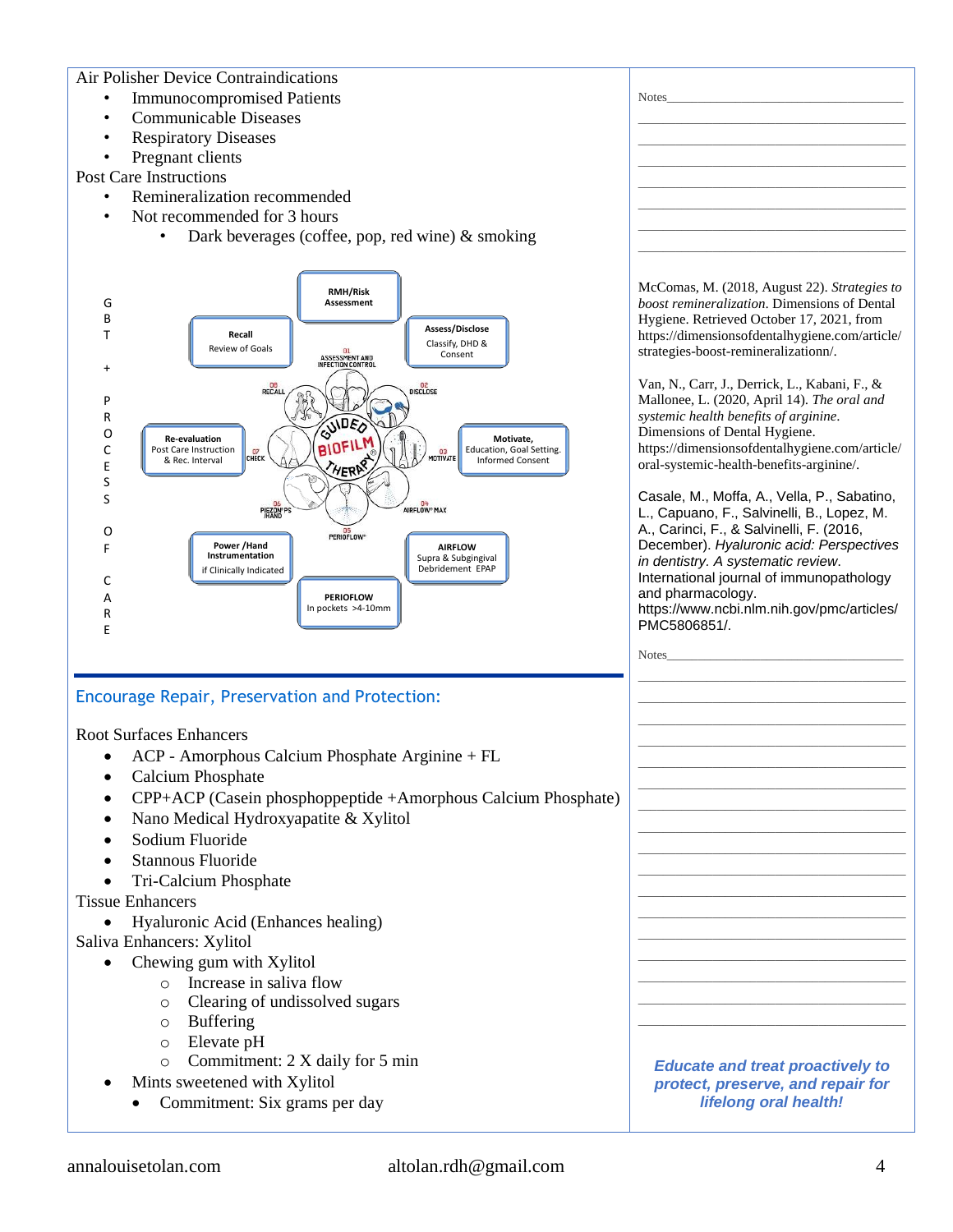Air Polisher Device Contraindications

- Immunocompromised Patients
- Communicable Diseases
- Respiratory Diseases
- Pregnant clients

Post Care Instructions

- Remineralization recommended
- Not recommended for 3 hours
  - Dark beverages (coffee, pop, red wine) & smoking

GBT + PROCESS OF CARE

RMH/Risk Assessment

Assess/Disclose
Classify, DHD & Consent

Motivate,
Education, Goal Setting.
Informed Consent

AIRFLOW
Supra & Subgingival
Debridement EPAP

PERIOFLOW
In pockets >4-10mm

Power /Hand Instrumentation
if Clinically Indicated

Re-evaluation
Post Care Instruction
& Rec. Interval

Recall
Review of Goals

01 ASSESSMENT AND INFECTION CONTROL
02 DISCLOSE
03 MOTIVATE
04 AIRFLOW® MAX
05 PERIOFLOW®
06 PIEZON® PS /HAND
07 CHECK
08 RECALL

GUIDED BIOFILM THERAPY®

## Encourage Repair, Preservation and Protection:

Root Surfaces Enhancers

- ACP - Amorphous Calcium Phosphate Arginine + FL
- Calcium Phosphate
- CPP+ACP (Casein phosphoppeptide +Amorphous Calcium Phosphate)
- Nano Medical Hydroxyapatite & Xylitol
- Sodium Fluoride
- Stannous Fluoride
- Tri-Calcium Phosphate

Tissue Enhancers

- Hyaluronic Acid (Enhances healing)

Saliva Enhancers: Xylitol

- Chewing gum with Xylitol
  - Increase in saliva flow
  - Clearing of undissolved sugars
  - Buffering
  - Elevate pH
  - Commitment: 2 X daily for 5 min
- Mints sweetened with Xylitol
  - Commitment: Six grams per day

Notes\_\_\_\_\_\_\_\_\_\_\_\_\_\_\_\_\_\_\_\_\_\_\_\_\_\_\_\_\_\_\_\_

McComas, M. (2018, August 22). *Strategies to boost remineralization*. Dimensions of Dental Hygiene. Retrieved October 17, 2021, from https://dimensionsofdentalhygiene.com/article/strategies-boost-remineralizationn/.

Van, N., Carr, J., Derrick, L., Kabani, F., & Mallonee, L. (2020, April 14). *The oral and systemic health benefits of arginine*. Dimensions of Dental Hygiene. https://dimensionsofdentalhygiene.com/article/oral-systemic-health-benefits-arginine/.

Casale, M., Moffa, A., Vella, P., Sabatino, L., Capuano, F., Salvinelli, B., Lopez, M. A., Carinci, F., & Salvinelli, F. (2016, December). *Hyaluronic acid: Perspectives in dentistry. A systematic review*. International journal of immunopathology and pharmacology. https://www.ncbi.nlm.nih.gov/pmc/articles/PMC5806851/.

Notes\_\_\_\_\_\_\_\_\_\_\_\_\_\_\_\_\_\_\_\_\_\_\_\_\_\_\_\_\_\_\_\_

***Educate and treat proactively to protect, preserve, and repair for lifelong oral health!***

annalouisetolan.com altolan.rdh@gmail.com